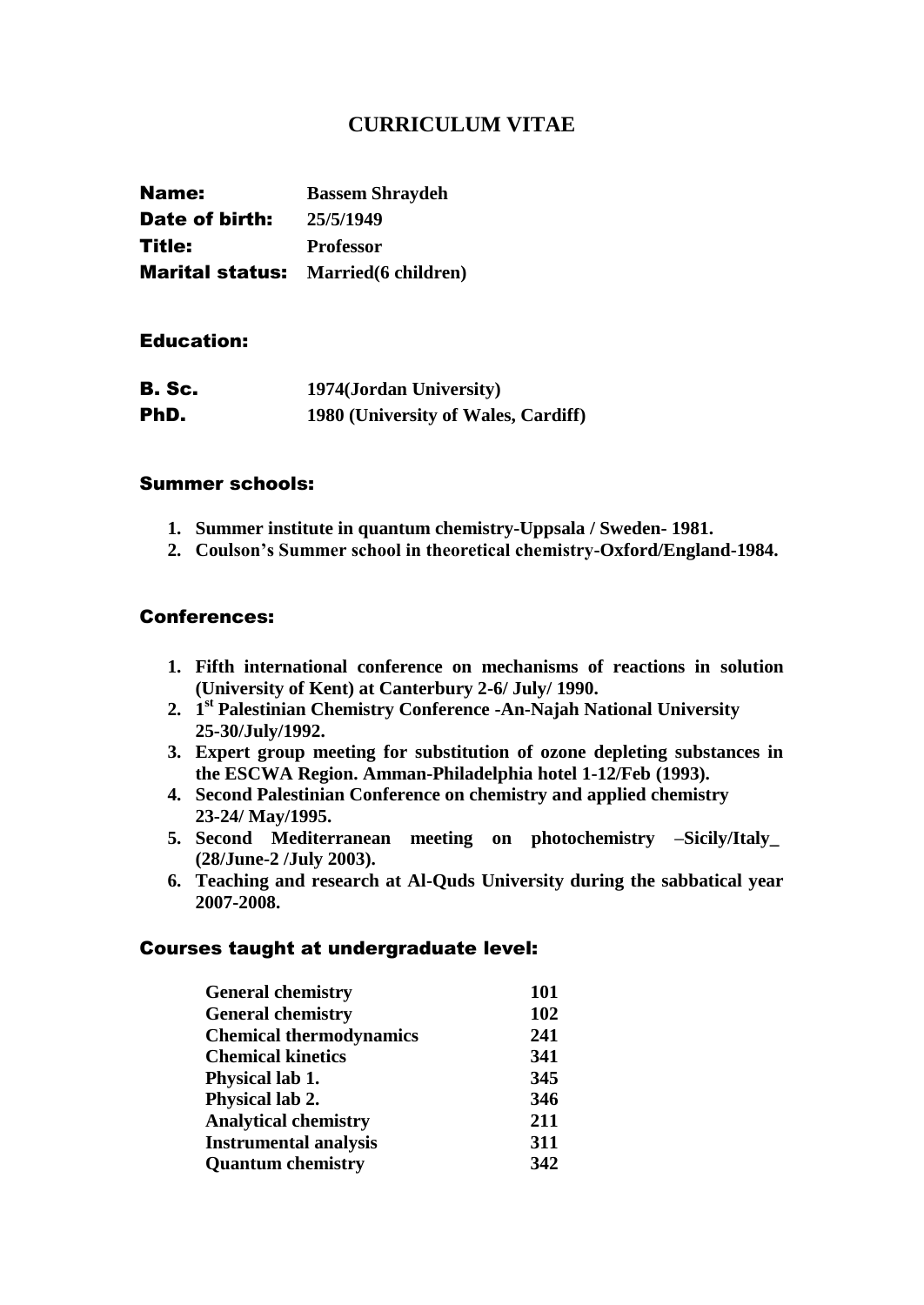# CURRICULUM VITAE

**Name:** **Bassem Shraydeh**
**Date of birth:** **25/5/1949**
**Title:** **Professor**
**Marital status:** **Married(6 children)**

## Education:

**B. Sc.** **1974(Jordan University)**
**PhD.** **1980 (University of Wales, Cardiff)**

## Summer schools:

1. **Summer institute in quantum chemistry-Uppsala / Sweden- 1981.**
2. **Coulson's Summer school in theoretical chemistry-Oxford/England-1984.**

## Conferences:

1. **Fifth international conference on mechanisms of reactions in solution (University of Kent) at Canterbury 2-6/ July/ 1990.**
2. **1st Palestinian Chemistry Conference -An-Najah National University 25-30/July/1992.**
3. **Expert group meeting for substitution of ozone depleting substances in the ESCWA Region. Amman-Philadelphia hotel 1-12/Feb (1993).**
4. **Second Palestinian Conference on chemistry and applied chemistry 23-24/ May/1995.**
5. **Second Mediterranean meeting on photochemistry –Sicily/Italy_ (28/June-2 /July 2003).**
6. **Teaching and research at Al-Quds University during the sabbatical year 2007-2008.**

## Courses taught at undergraduate level:

| | |
|---|---|
| **General chemistry** | **101** |
| **General chemistry** | **102** |
| **Chemical thermodynamics** | **241** |
| **Chemical kinetics** | **341** |
| **Physical lab 1.** | **345** |
| **Physical lab 2.** | **346** |
| **Analytical chemistry** | **211** |
| **Instrumental analysis** | **311** |
| **Quantum chemistry** | **342** |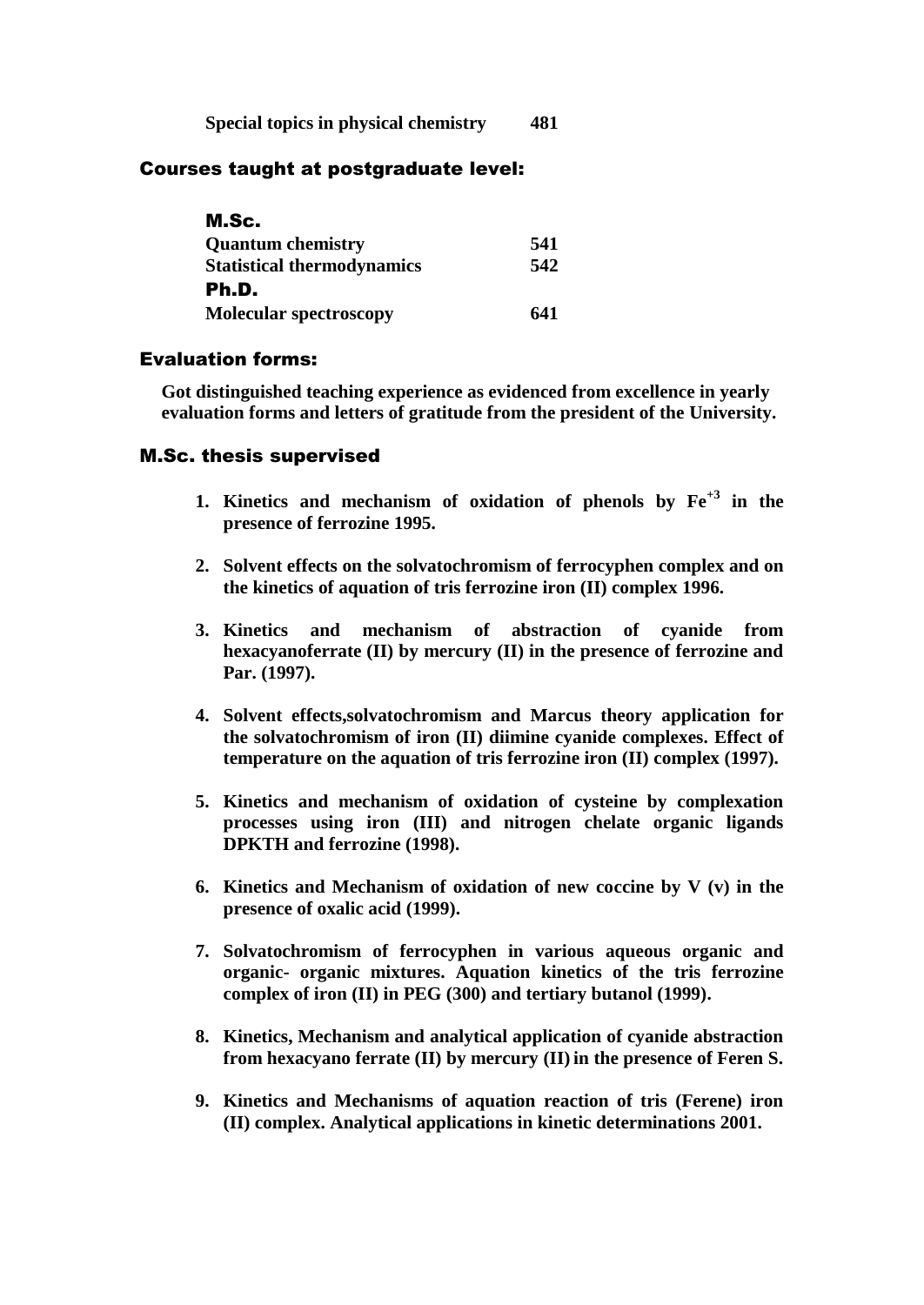| | |
|---|---|
| **Special topics in physical chemistry** | **481** |

## Courses taught at postgraduate level:

| | |
|---|---|
| **M.Sc.** | |
| **Quantum chemistry** | **541** |
| **Statistical thermodynamics** | **542** |
| **Ph.D.** | |
| **Molecular spectroscopy** | **641** |

## Evaluation forms:

**Got distinguished teaching experience as evidenced from excellence in yearly evaluation forms and letters of gratitude from the president of the University.**

## M.Sc. thesis supervised

1. **Kinetics and mechanism of oxidation of phenols by $Fe^{+3}$ in the presence of ferrozine 1995.**

2. **Solvent effects on the solvatochromism of ferrocyphen complex and on the kinetics of aquation of tris ferrozine iron (II) complex 1996.**

3. **Kinetics and mechanism of abstraction of cyanide from hexacyanoferrate (II) by mercury (II) in the presence of ferrozine and Par. (1997).**

4. **Solvent effects,solvatochromism and Marcus theory application for the solvatochromism of iron (II) diimine cyanide complexes. Effect of temperature on the aquation of tris ferrozine iron (II) complex (1997).**

5. **Kinetics and mechanism of oxidation of cysteine by complexation processes using iron (III) and nitrogen chelate organic ligands DPKTH and ferrozine (1998).**

6. **Kinetics and Mechanism of oxidation of new coccine by V (v) in the presence of oxalic acid (1999).**

7. **Solvatochromism of ferrocyphen in various aqueous organic and organic- organic mixtures. Aquation kinetics of the tris ferrozine complex of iron (II) in PEG (300) and tertiary butanol (1999).**

8. **Kinetics, Mechanism and analytical application of cyanide abstraction from hexacyano ferrate (II) by mercury (II) in the presence of Feren S.**

9. **Kinetics and Mechanisms of aquation reaction of tris (Ferene) iron (II) complex. Analytical applications in kinetic determinations 2001.**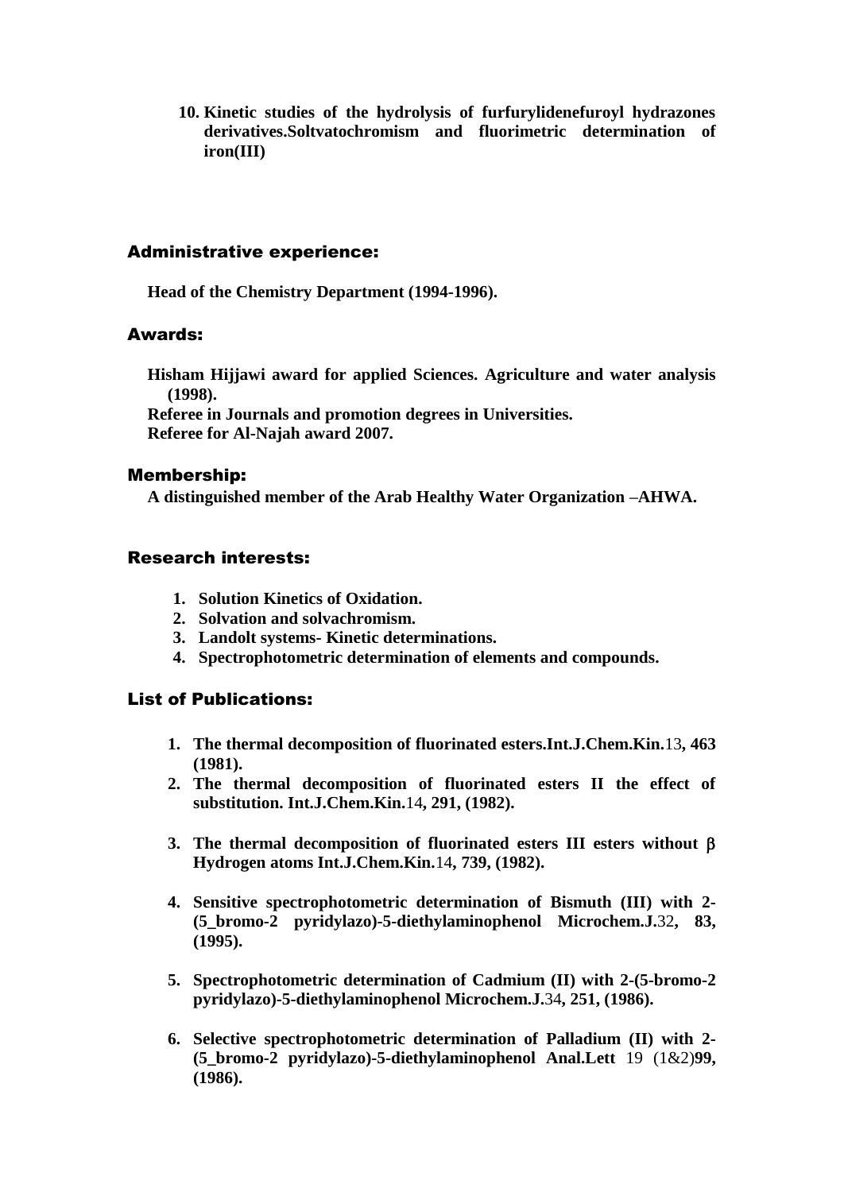10. **Kinetic studies of the hydrolysis of furfurylidenefuroyl hydrazones derivatives.Soltvatochromism and fluorimetric determination of iron(III)**

## Administrative experience:

**Head of the Chemistry Department (1994-1996).**

## Awards:

**Hisham Hijjawi award for applied Sciences. Agriculture and water analysis (1998).**
**Referee in Journals and promotion degrees in Universities.**
**Referee for Al-Najah award 2007.**

## Membership:

**A distinguished member of the Arab Healthy Water Organization –AHWA.**

## Research interests:

1. **Solution Kinetics of Oxidation.**
2. **Solvation and solvachromism.**
3. **Landolt systems- Kinetic determinations.**
4. **Spectrophotometric determination of elements and compounds.**

## List of Publications:

1. **The thermal decomposition of fluorinated esters.Int.J.Chem.Kin.**13**, 463 (1981).**
2. **The thermal decomposition of fluorinated esters II the effect of substitution. Int.J.Chem.Kin.**14**, 291, (1982).**
3. **The thermal decomposition of fluorinated esters III esters without $\beta$ Hydrogen atoms Int.J.Chem.Kin.**14**, 739, (1982).**
4. **Sensitive spectrophotometric determination of Bismuth (III) with 2-(5_bromo-2 pyridylazo)-5-diethylaminophenol Microchem.J.**32**, 83, (1995).**
5. **Spectrophotometric determination of Cadmium (II) with 2-(5-bromo-2 pyridylazo)-5-diethylaminophenol Microchem.J.**34**, 251, (1986).**
6. **Selective spectrophotometric determination of Palladium (II) with 2-(5_bromo-2 pyridylazo)-5-diethylaminophenol Anal.Lett** 19 (1&2)**99, (1986).**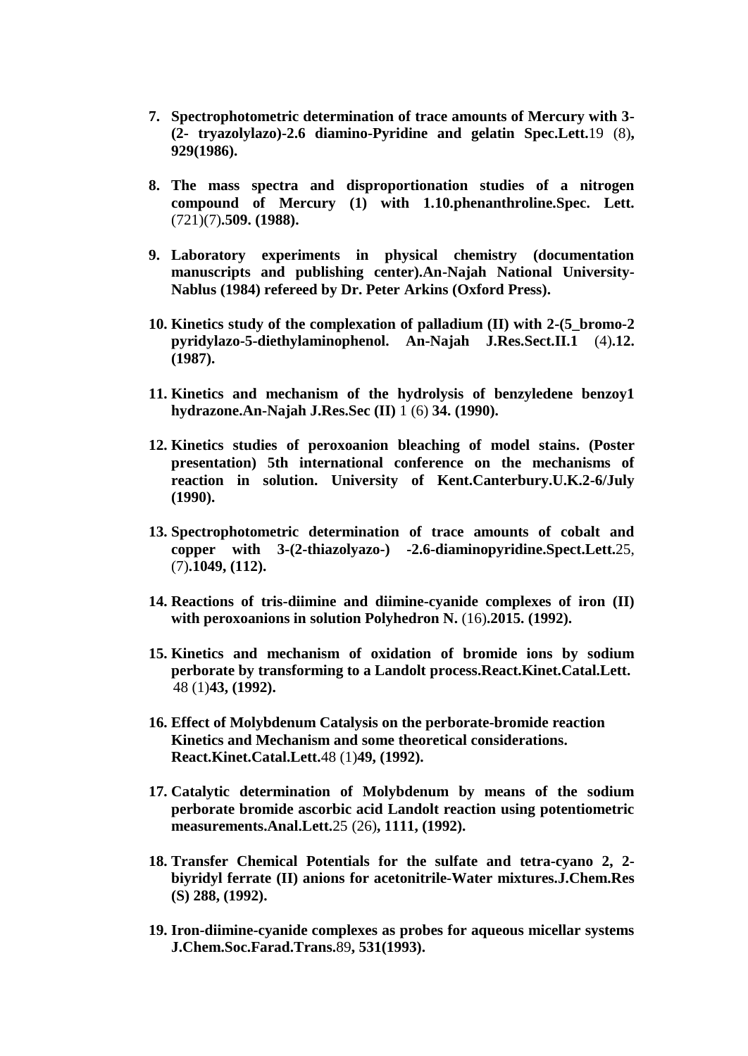7. **Spectrophotometric determination of trace amounts of Mercury with 3-(2- tryazolylazo)-2.6 diamino-Pyridine and gelatin Spec.Lett.**19 (8)**, 929(1986).**

8. **The mass spectra and disproportionation studies of a nitrogen compound of Mercury (1) with 1.10.phenanthroline.Spec. Lett.** (721)(7)**.509. (1988).**

9. **Laboratory experiments in physical chemistry (documentation manuscripts and publishing center).An-Najah National University-Nablus (1984) refereed by Dr. Peter Arkins (Oxford Press).**

10. **Kinetics study of the complexation of palladium (II) with 2-(5_bromo-2 pyridylazo-5-diethylaminophenol. An-Najah J.Res.Sect.II.1** (4)**.12. (1987).**

11. **Kinetics and mechanism of the hydrolysis of benzyledene benzoy1 hydrazone.An-Najah J.Res.Sec (II)** 1 (6) **34. (1990).**

12. **Kinetics studies of peroxoanion bleaching of model stains. (Poster presentation) 5th international conference on the mechanisms of reaction in solution. University of Kent.Canterbury.U.K.2-6/July (1990).**

13. **Spectrophotometric determination of trace amounts of cobalt and copper with 3-(2-thiazolyazo-) -2.6-diaminopyridine.Spect.Lett.**25, (7)**.1049, (112).**

14. **Reactions of tris-diimine and diimine-cyanide complexes of iron (II) with peroxoanions in solution Polyhedron N.** (16)**.2015. (1992).**

15. **Kinetics and mechanism of oxidation of bromide ions by sodium perborate by transforming to a Landolt process.React.Kinet.Catal.Lett.** 48 (1)**43, (1992).**

16. **Effect of Molybdenum Catalysis on the perborate-bromide reaction Kinetics and Mechanism and some theoretical considerations. React.Kinet.Catal.Lett.**48 (1)**49, (1992).**

17. **Catalytic determination of Molybdenum by means of the sodium perborate bromide ascorbic acid Landolt reaction using potentiometric measurements.Anal.Lett.**25 (26)**, 1111, (1992).**

18. **Transfer Chemical Potentials for the sulfate and tetra-cyano 2, 2-biyridyl ferrate (II) anions for acetonitrile-Water mixtures.J.Chem.Res (S) 288, (1992).**

19. **Iron-diimine-cyanide complexes as probes for aqueous micellar systems J.Chem.Soc.Farad.Trans.**89**, 531(1993).**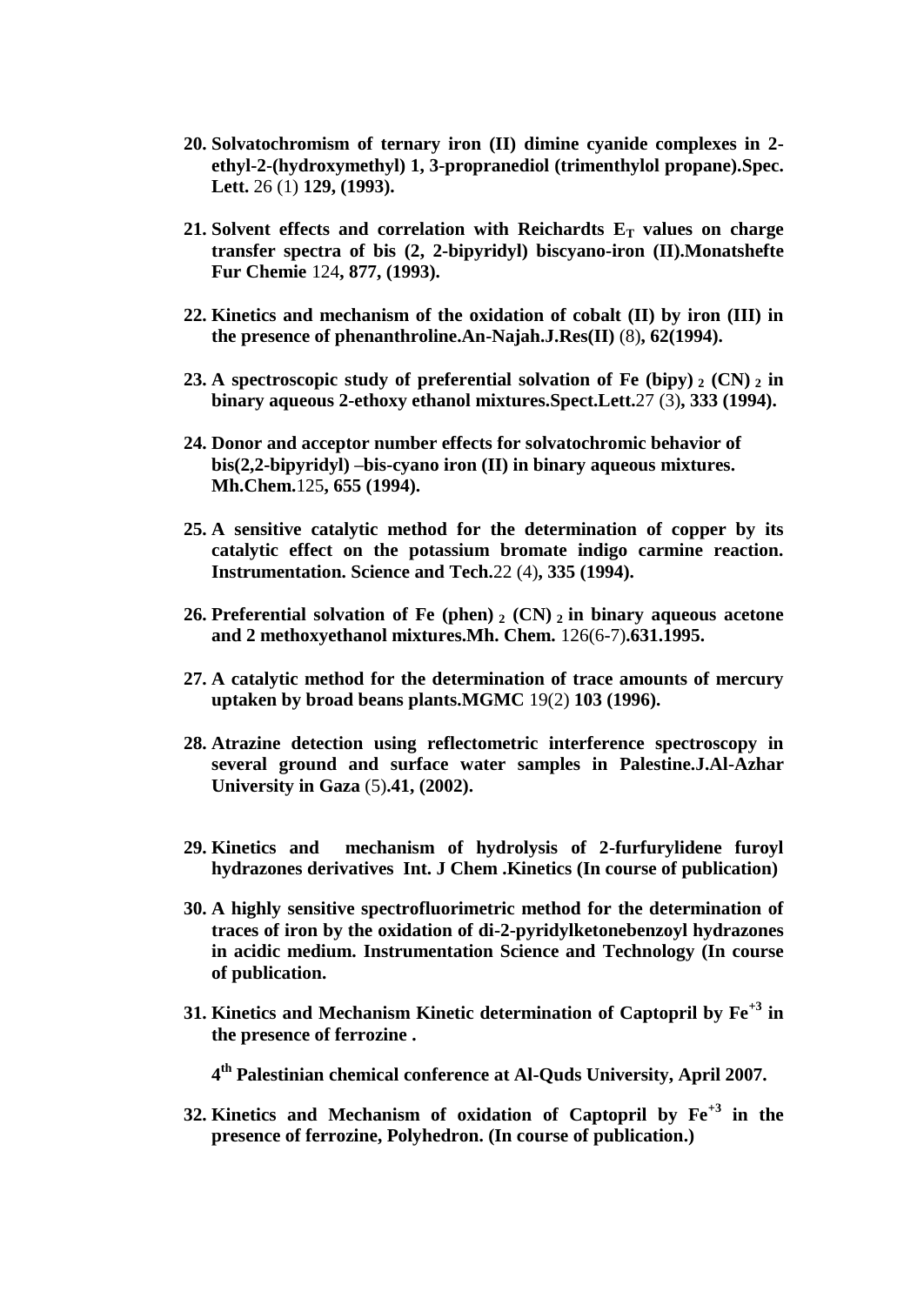20. **Solvatochromism of ternary iron (II) dimine cyanide complexes in 2-ethyl-2-(hydroxymethyl) 1, 3-propranediol (trimenthylol propane).Spec. Lett.** 26 (1) **129, (1993).**

21. **Solvent effects and correlation with Reichardts $E_T$ values on charge transfer spectra of bis (2, 2-bipyridyl) biscyano-iron (II).Monatshefte Fur Chemie** 124**, 877, (1993).**

22. **Kinetics and mechanism of the oxidation of cobalt (II) by iron (III) in the presence of phenanthroline.An-Najah.J.Res(II)** (8)**, 62(1994).**

23. **A spectroscopic study of preferential solvation of Fe $(bipy)_2$ $(CN)_2$ in binary aqueous 2-ethoxy ethanol mixtures.Spect.Lett.**27 (3)**, 333 (1994).**

24. **Donor and acceptor number effects for solvatochromic behavior of bis(2,2-bipyridyl) –bis-cyano iron (II) in binary aqueous mixtures. Mh.Chem.**125**, 655 (1994).**

25. **A sensitive catalytic method for the determination of copper by its catalytic effect on the potassium bromate indigo carmine reaction. Instrumentation. Science and Tech.**22 (4)**, 335 (1994).**

26. **Preferential solvation of Fe $(phen)_2$ $(CN)_2$ in binary aqueous acetone and 2 methoxyethanol mixtures.Mh. Chem.** 126(6-7)**.631.1995.**

27. **A catalytic method for the determination of trace amounts of mercury uptaken by broad beans plants.MGMC** 19(2) **103 (1996).**

28. **Atrazine detection using reflectometric interference spectroscopy in several ground and surface water samples in Palestine.J.Al-Azhar University in Gaza** (5)**.41, (2002).**

29. **Kinetics and mechanism of hydrolysis of 2-furfurylidene furoyl hydrazones derivatives Int. J Chem .Kinetics (In course of publication)**

30. **A highly sensitive spectrofluorimetric method for the determination of traces of iron by the oxidation of di-2-pyridylketonebenzoyl hydrazones in acidic medium. Instrumentation Science and Technology (In course of publication.**

31. **Kinetics and Mechanism Kinetic determination of Captopril by $Fe^{+3}$ in the presence of ferrozine .**

    **4th Palestinian chemical conference at Al-Quds University, April 2007.**

32. **Kinetics and Mechanism of oxidation of Captopril by $Fe^{+3}$ in the presence of ferrozine, Polyhedron. (In course of publication.)**